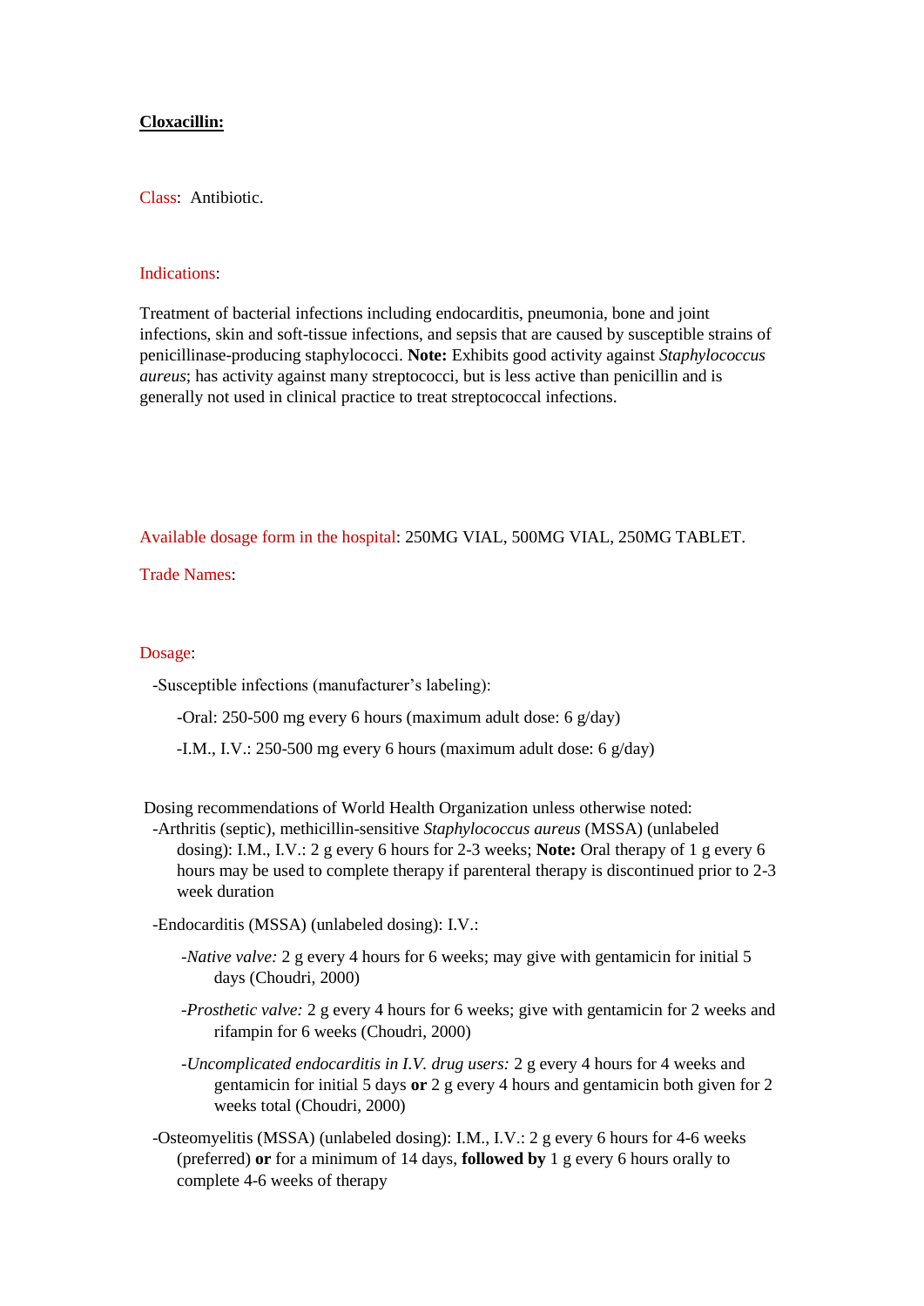**Cloxacillin:**

Class: Antibiotic.

Indications:

Treatment of bacterial infections including endocarditis, pneumonia, bone and joint infections, skin and soft-tissue infections, and sepsis that are caused by susceptible strains of penicillinase-producing staphylococci. **Note:** Exhibits good activity against *Staphylococcus aureus*; has activity against many streptococci, but is less active than penicillin and is generally not used in clinical practice to treat streptococcal infections.

Available dosage form in the hospital: 250MG VIAL, 500MG VIAL, 250MG TABLET.

Trade Names:

Dosage:

-Susceptible infections (manufacturer's labeling):

-Oral: 250-500 mg every 6 hours (maximum adult dose: 6 g/day)

-I.M., I.V.: 250-500 mg every 6 hours (maximum adult dose: 6 g/day)

Dosing recommendations of World Health Organization unless otherwise noted:

-Arthritis (septic), methicillin-sensitive *Staphylococcus aureus* (MSSA) (unlabeled dosing): I.M., I.V.: 2 g every 6 hours for 2-3 weeks; **Note:** Oral therapy of 1 g every 6 hours may be used to complete therapy if parenteral therapy is discontinued prior to 2-3 week duration

-Endocarditis (MSSA) (unlabeled dosing): I.V.:

-*Native valve:* 2 g every 4 hours for 6 weeks; may give with gentamicin for initial 5 days (Choudri, 2000)

-*Prosthetic valve:* 2 g every 4 hours for 6 weeks; give with gentamicin for 2 weeks and rifampin for 6 weeks (Choudri, 2000)

-*Uncomplicated endocarditis in I.V. drug users:* 2 g every 4 hours for 4 weeks and gentamicin for initial 5 days **or** 2 g every 4 hours and gentamicin both given for 2 weeks total (Choudri, 2000)

-Osteomyelitis (MSSA) (unlabeled dosing): I.M., I.V.: 2 g every 6 hours for 4-6 weeks (preferred) **or** for a minimum of 14 days, **followed by** 1 g every 6 hours orally to complete 4-6 weeks of therapy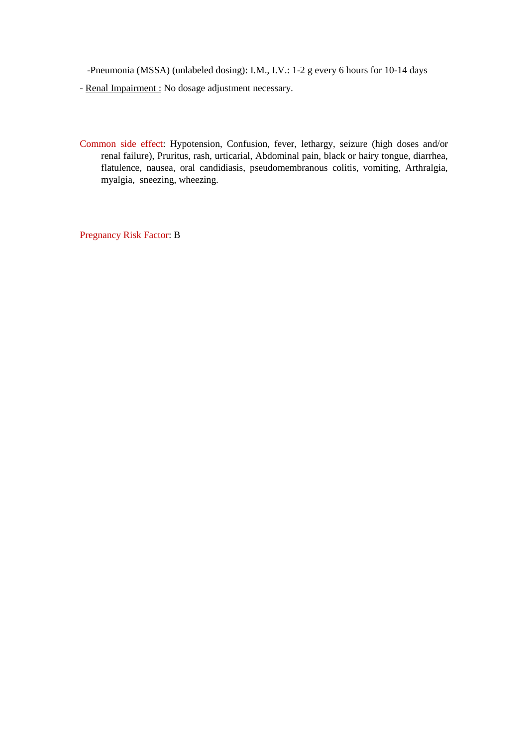-Pneumonia (MSSA) (unlabeled dosing): I.M., I.V.: 1-2 g every 6 hours for 10-14 days

- <u>Renal Impairment :</u> No dosage adjustment necessary.

Common side effect: Hypotension, Confusion, fever, lethargy, seizure (high doses and/or renal failure), Pruritus, rash, urticarial, Abdominal pain, black or hairy tongue, diarrhea, flatulence, nausea, oral candidiasis, pseudomembranous colitis, vomiting, Arthralgia, myalgia, sneezing, wheezing.

Pregnancy Risk Factor: B